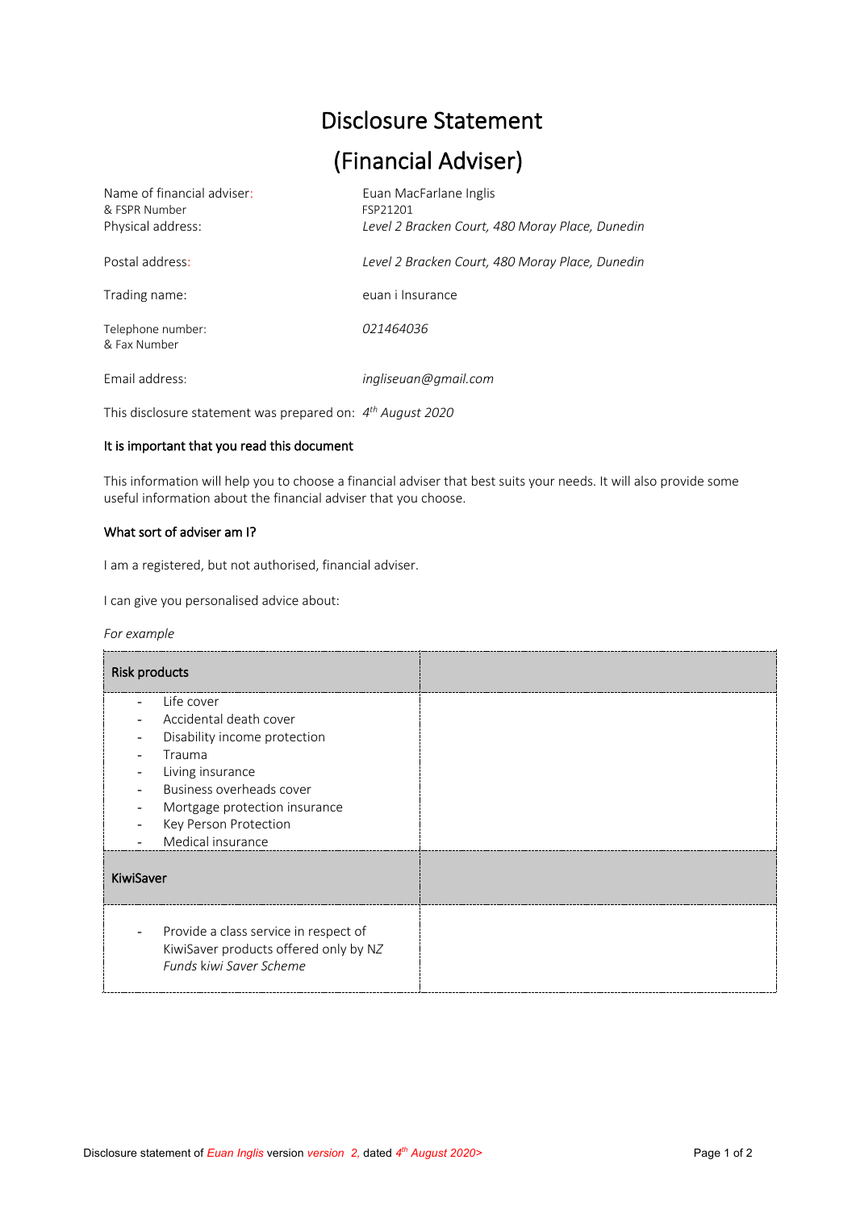# Disclosure Statement

# (Financial Adviser)

| | |
|---|---|
| Name of financial adviser: & FSPR Number | Euan MacFarlane Inglis FSP21201 |
| Physical address: | *Level 2 Bracken Court, 480 Moray Place, Dunedin* |
| Postal address: | *Level 2 Bracken Court, 480 Moray Place, Dunedin* |
| Trading name: | euan i Insurance |
| Telephone number: & Fax Number | *021464036* |
| Email address: | *ingliseuan@gmail.com* |

This disclosure statement was prepared on: *4th August 2020*

### It is important that you read this document

This information will help you to choose a financial adviser that best suits your needs. It will also provide some useful information about the financial adviser that you choose.

### What sort of adviser am I?

I am a registered, but not authorised, financial adviser.

I can give you personalised advice about:

*For example*

| Risk products | |
|---|---|
| - Life cover<br>- Accidental death cover<br>- Disability income protection<br>- Trauma<br>- Living insurance<br>- Business overheads cover<br>- Mortgage protection insurance<br>- Key Person Protection<br>- Medical insurance | |
| **KiwiSaver** | |
| - Provide a class service in respect of KiwiSaver products offered only by *NZ Funds kiwi Saver Scheme* | |

Disclosure statement of *Euan Inglis* version *version 2,* dated *4th August 2020>*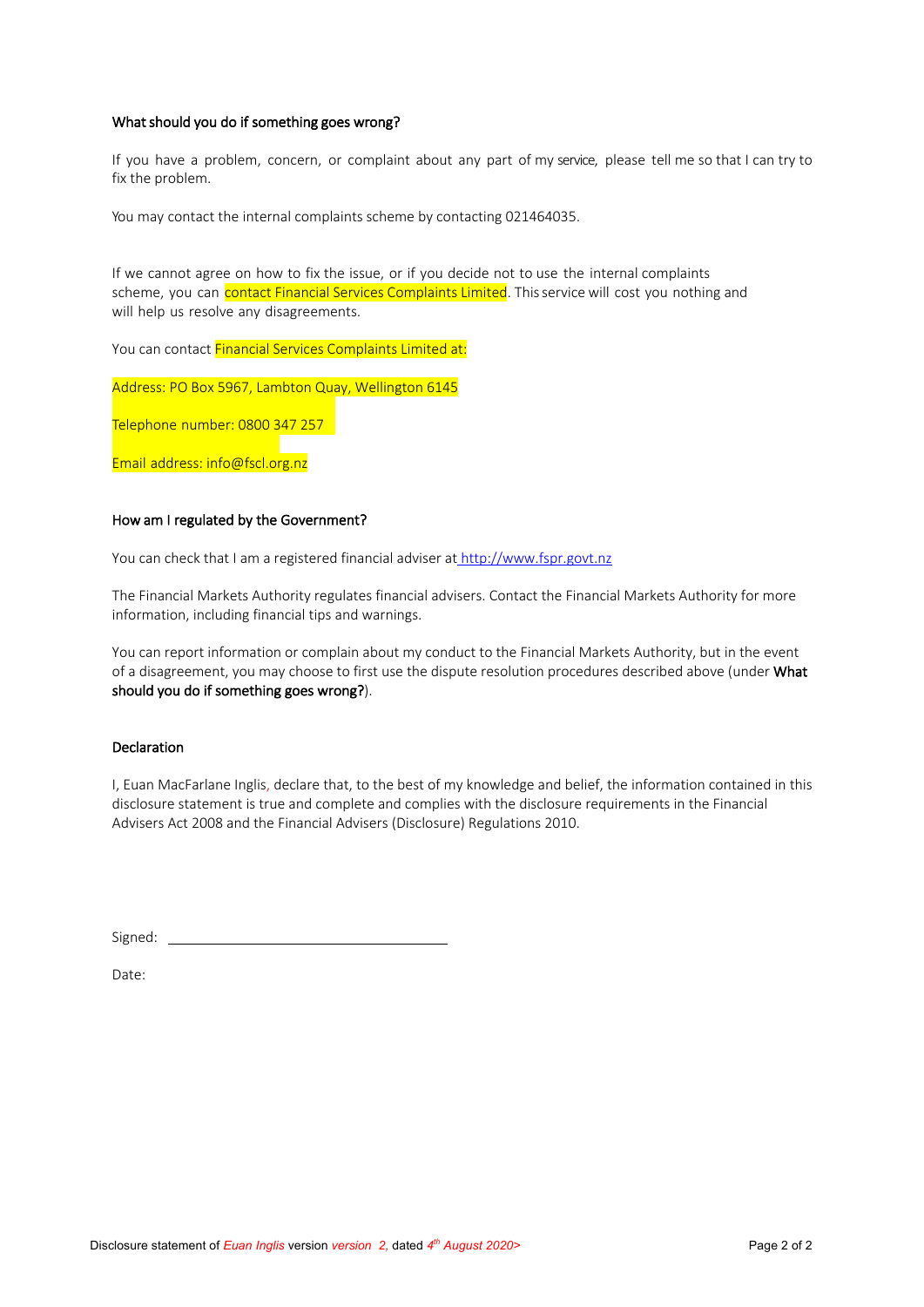## What should you do if something goes wrong?

If you have a problem, concern, or complaint about any part of my service, please tell me so that I can try to fix the problem.

You may contact the internal complaints scheme by contacting 021464035.

If we cannot agree on how to fix the issue, or if you decide not to use the internal complaints scheme, you can contact Financial Services Complaints Limited. This service will cost you nothing and will help us resolve any disagreements.

You can contact Financial Services Complaints Limited at:

Address: PO Box 5967, Lambton Quay, Wellington 6145

Telephone number: 0800 347 257

Email address: info@fscl.org.nz

## How am I regulated by the Government?

You can check that I am a registered financial adviser at http://www.fspr.govt.nz

The Financial Markets Authority regulates financial advisers. Contact the Financial Markets Authority for more information, including financial tips and warnings.

You can report information or complain about my conduct to the Financial Markets Authority, but in the event of a disagreement, you may choose to first use the dispute resolution procedures described above (under **What should you do if something goes wrong?**).

## Declaration

I, Euan MacFarlane Inglis, declare that, to the best of my knowledge and belief, the information contained in this disclosure statement is true and complete and complies with the disclosure requirements in the Financial Advisers Act 2008 and the Financial Advisers (Disclosure) Regulations 2010.

Signed: ____________________________________

Date: